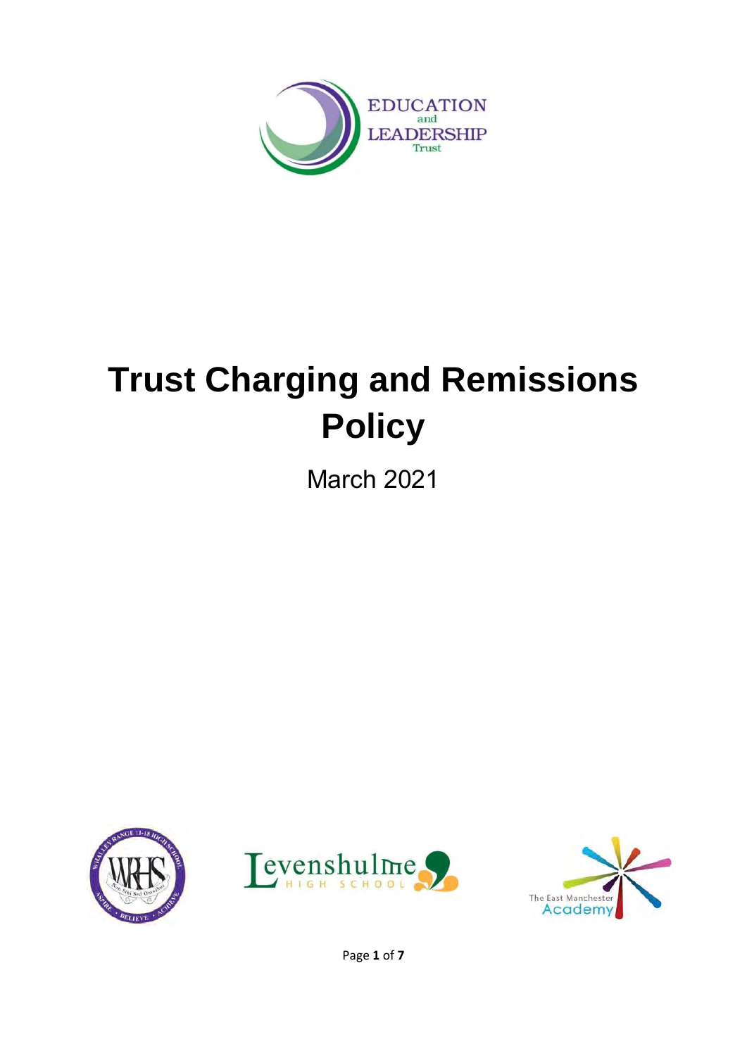# Trust Charging and Remissions Policy

March 2021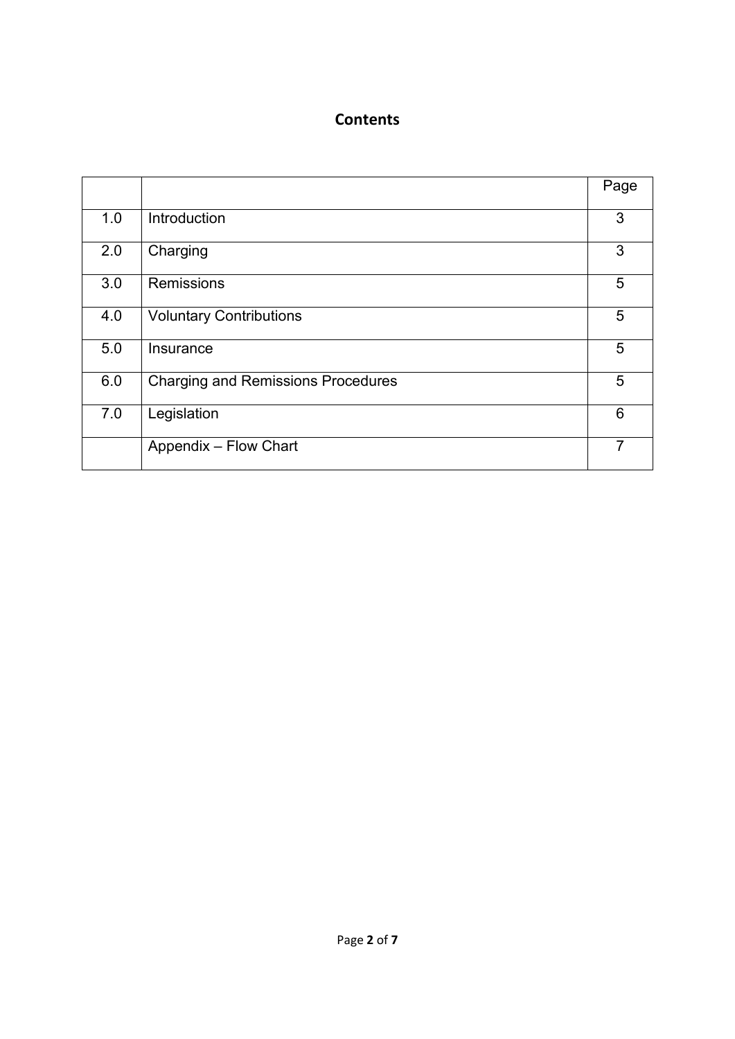# Contents

| | | Page |
|---|---|---|
| 1.0 | Introduction | 3 |
| 2.0 | Charging | 3 |
| 3.0 | Remissions | 5 |
| 4.0 | Voluntary Contributions | 5 |
| 5.0 | Insurance | 5 |
| 6.0 | Charging and Remissions Procedures | 5 |
| 7.0 | Legislation | 6 |
| | Appendix – Flow Chart | 7 |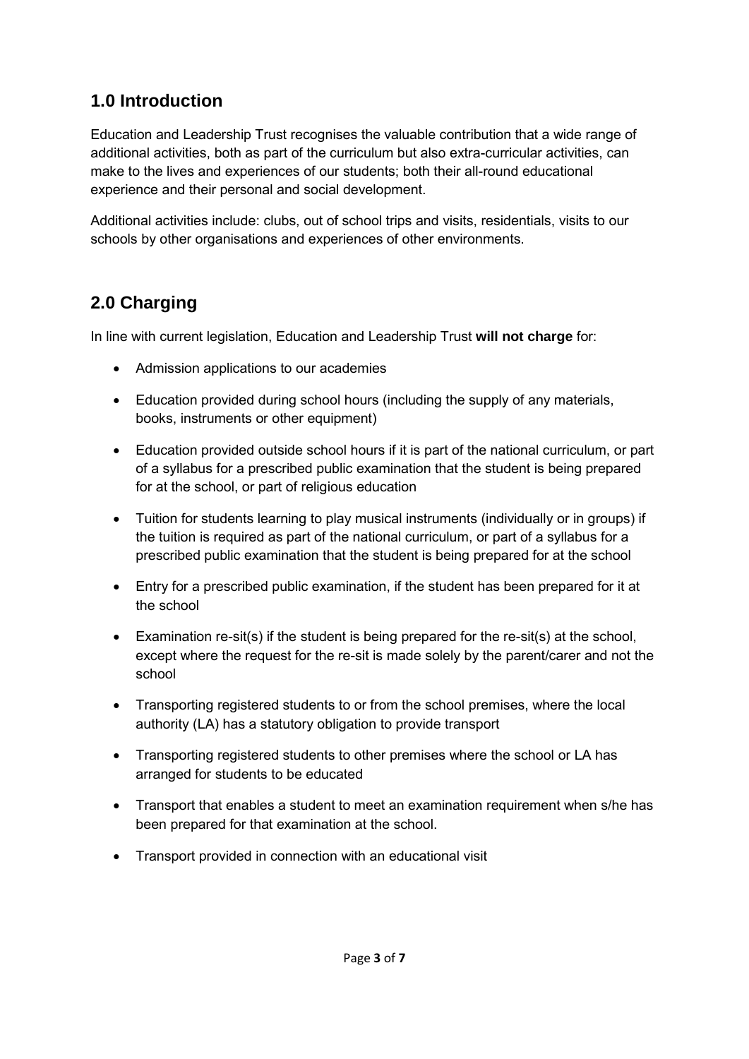## 1.0 Introduction

Education and Leadership Trust recognises the valuable contribution that a wide range of additional activities, both as part of the curriculum but also extra-curricular activities, can make to the lives and experiences of our students; both their all-round educational experience and their personal and social development.

Additional activities include: clubs, out of school trips and visits, residentials, visits to our schools by other organisations and experiences of other environments.

## 2.0 Charging

In line with current legislation, Education and Leadership Trust **will not charge** for:

- Admission applications to our academies
- Education provided during school hours (including the supply of any materials, books, instruments or other equipment)
- Education provided outside school hours if it is part of the national curriculum, or part of a syllabus for a prescribed public examination that the student is being prepared for at the school, or part of religious education
- Tuition for students learning to play musical instruments (individually or in groups) if the tuition is required as part of the national curriculum, or part of a syllabus for a prescribed public examination that the student is being prepared for at the school
- Entry for a prescribed public examination, if the student has been prepared for it at the school
- Examination re-sit(s) if the student is being prepared for the re-sit(s) at the school, except where the request for the re-sit is made solely by the parent/carer and not the school
- Transporting registered students to or from the school premises, where the local authority (LA) has a statutory obligation to provide transport
- Transporting registered students to other premises where the school or LA has arranged for students to be educated
- Transport that enables a student to meet an examination requirement when s/he has been prepared for that examination at the school.
- Transport provided in connection with an educational visit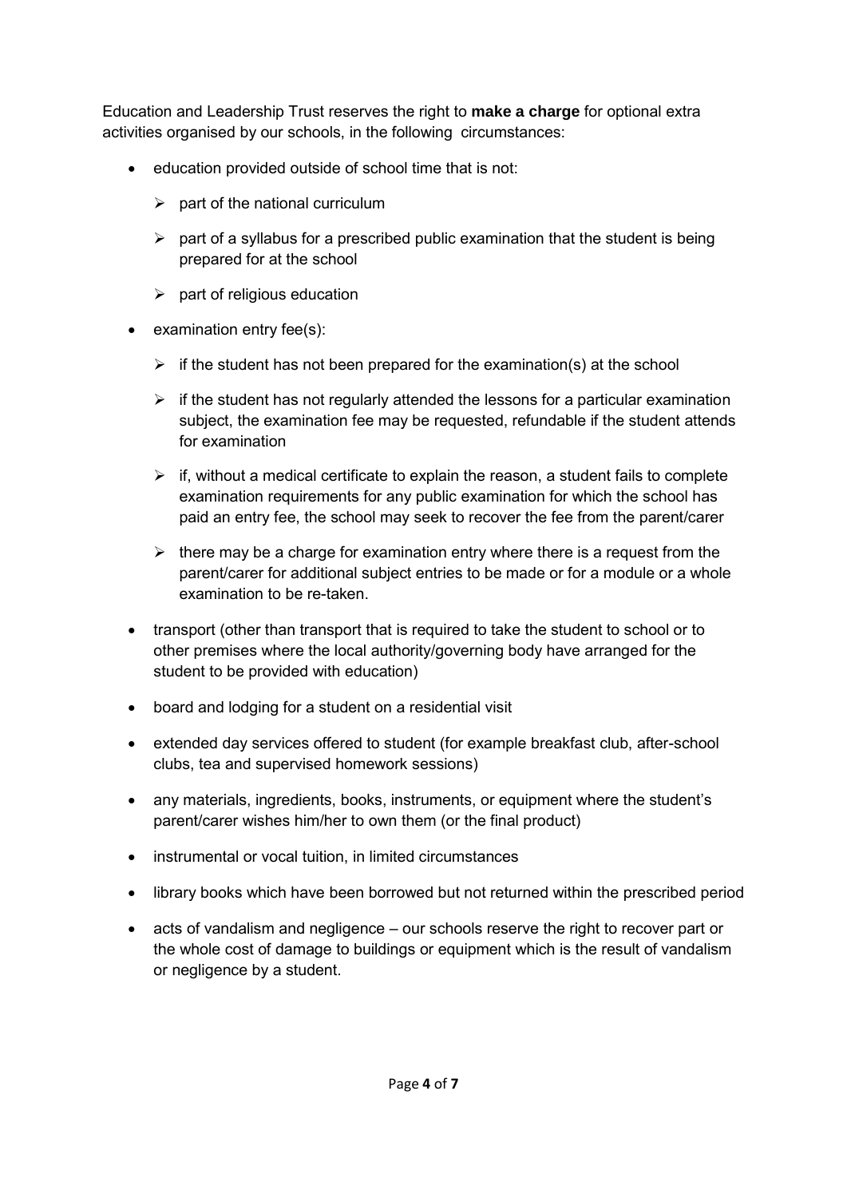Education and Leadership Trust reserves the right to **make a charge** for optional extra activities organised by our schools, in the following circumstances:

- education provided outside of school time that is not:
  - part of the national curriculum
  - part of a syllabus for a prescribed public examination that the student is being prepared for at the school
  - part of religious education
- examination entry fee(s):
  - if the student has not been prepared for the examination(s) at the school
  - if the student has not regularly attended the lessons for a particular examination subject, the examination fee may be requested, refundable if the student attends for examination
  - if, without a medical certificate to explain the reason, a student fails to complete examination requirements for any public examination for which the school has paid an entry fee, the school may seek to recover the fee from the parent/carer
  - there may be a charge for examination entry where there is a request from the parent/carer for additional subject entries to be made or for a module or a whole examination to be re-taken.
- transport (other than transport that is required to take the student to school or to other premises where the local authority/governing body have arranged for the student to be provided with education)
- board and lodging for a student on a residential visit
- extended day services offered to student (for example breakfast club, after-school clubs, tea and supervised homework sessions)
- any materials, ingredients, books, instruments, or equipment where the student's parent/carer wishes him/her to own them (or the final product)
- instrumental or vocal tuition, in limited circumstances
- library books which have been borrowed but not returned within the prescribed period
- acts of vandalism and negligence – our schools reserve the right to recover part or the whole cost of damage to buildings or equipment which is the result of vandalism or negligence by a student.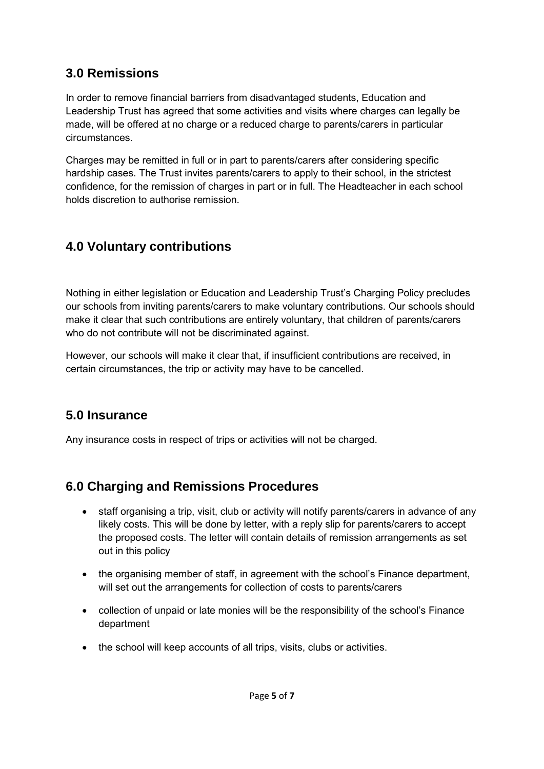## 3.0 Remissions

In order to remove financial barriers from disadvantaged students, Education and Leadership Trust has agreed that some activities and visits where charges can legally be made, will be offered at no charge or a reduced charge to parents/carers in particular circumstances.

Charges may be remitted in full or in part to parents/carers after considering specific hardship cases. The Trust invites parents/carers to apply to their school, in the strictest confidence, for the remission of charges in part or in full. The Headteacher in each school holds discretion to authorise remission.

## 4.0 Voluntary contributions

Nothing in either legislation or Education and Leadership Trust's Charging Policy precludes our schools from inviting parents/carers to make voluntary contributions. Our schools should make it clear that such contributions are entirely voluntary, that children of parents/carers who do not contribute will not be discriminated against.

However, our schools will make it clear that, if insufficient contributions are received, in certain circumstances, the trip or activity may have to be cancelled.

## 5.0 Insurance

Any insurance costs in respect of trips or activities will not be charged.

## 6.0 Charging and Remissions Procedures

- staff organising a trip, visit, club or activity will notify parents/carers in advance of any likely costs. This will be done by letter, with a reply slip for parents/carers to accept the proposed costs. The letter will contain details of remission arrangements as set out in this policy
- the organising member of staff, in agreement with the school's Finance department, will set out the arrangements for collection of costs to parents/carers
- collection of unpaid or late monies will be the responsibility of the school's Finance department
- the school will keep accounts of all trips, visits, clubs or activities.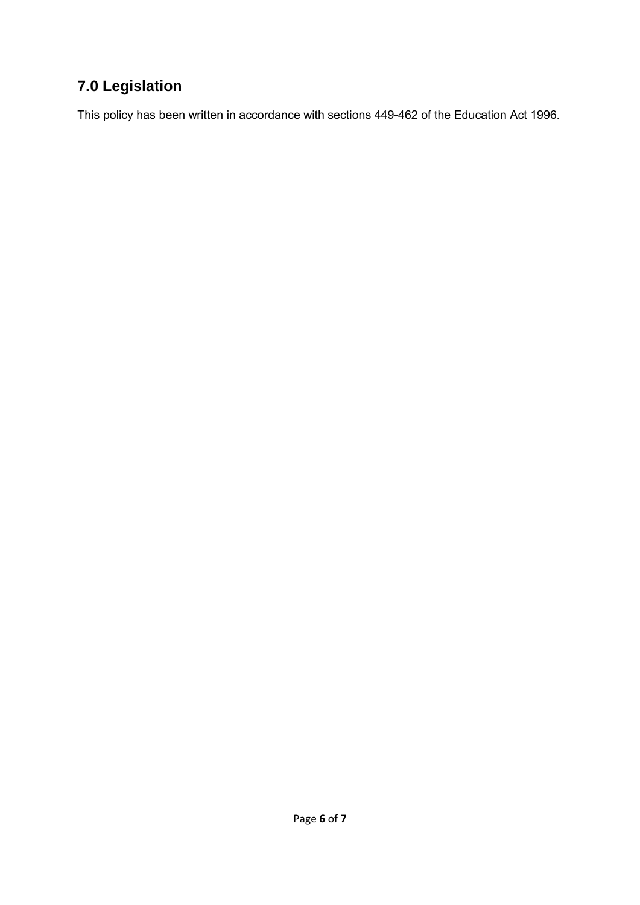## 7.0 Legislation

This policy has been written in accordance with sections 449-462 of the Education Act 1996.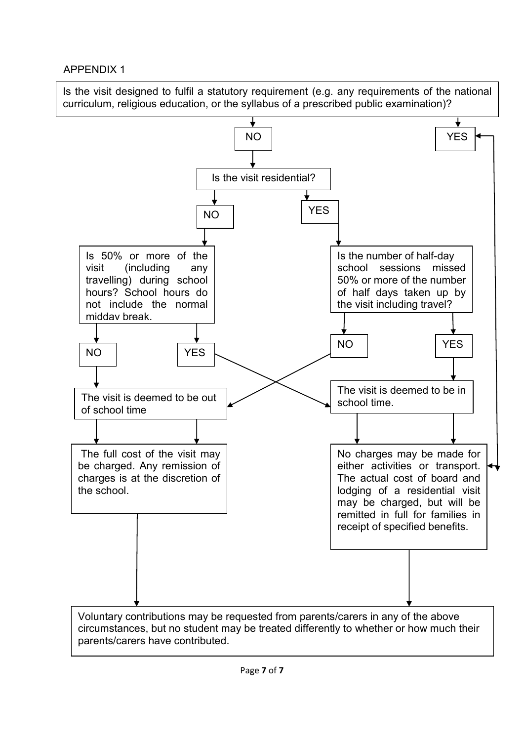APPENDIX 1

Is the visit designed to fulfil a statutory requirement (e.g. any requirements of the national curriculum, religious education, or the syllabus of a prescribed public examination)?

NO

YES

Is the visit residential?

NO

YES

Is 50% or more of the visit (including any travelling) during school hours? School hours do not include the normal midday break.

Is the number of half-day school sessions missed 50% or more of the number of half days taken up by the visit including travel?

NO

YES

NO

YES

The visit is deemed to be out of school time

The visit is deemed to be in school time.

The full cost of the visit may be charged. Any remission of charges is at the discretion of the school.

No charges may be made for either activities or transport. The actual cost of board and lodging of a residential visit may be charged, but will be remitted in full for families in receipt of specified benefits.

Voluntary contributions may be requested from parents/carers in any of the above circumstances, but no student may be treated differently to whether or how much their parents/carers have contributed.